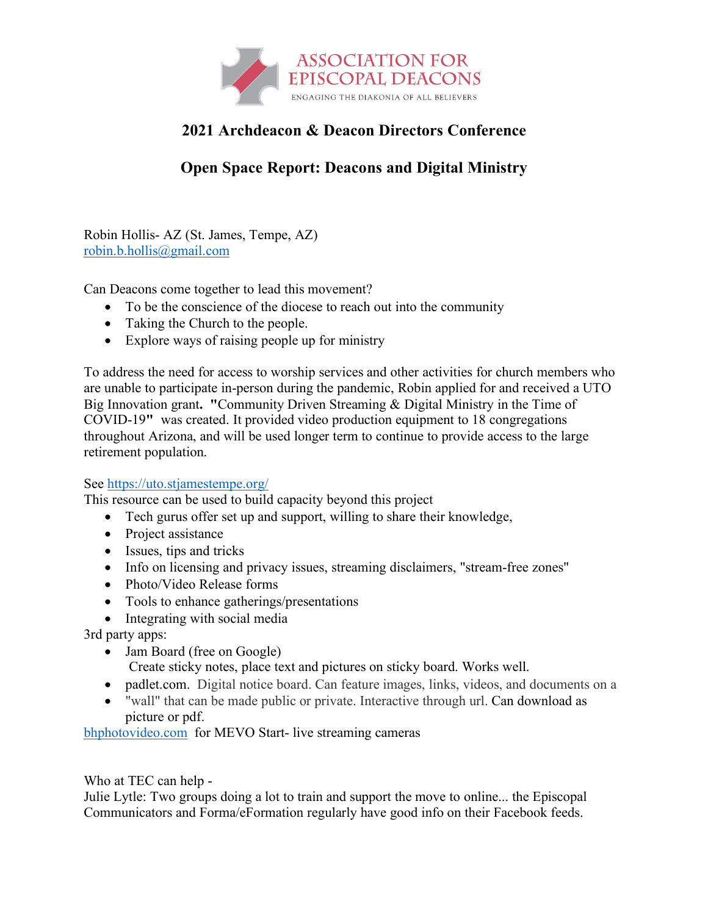ASSOCIATION FOR EPISCOPAL DEACONS

ENGAGING THE DIAKONIA OF ALL BELIEVERS

# 2021 Archdeacon & Deacon Directors Conference

## Open Space Report: Deacons and Digital Ministry

Robin Hollis- AZ (St. James, Tempe, AZ)
robin.b.hollis@gmail.com

Can Deacons come together to lead this movement?

- To be the conscience of the diocese to reach out into the community
- Taking the Church to the people.
- Explore ways of raising people up for ministry

To address the need for access to worship services and other activities for church members who are unable to participate in-person during the pandemic, Robin applied for and received a UTO Big Innovation grant**. "**Community Driven Streaming & Digital Ministry in the Time of COVID-19**"** was created. It provided video production equipment to 18 congregations throughout Arizona, and will be used longer term to continue to provide access to the large retirement population.

See https://uto.stjamestempe.org/
This resource can be used to build capacity beyond this project

- Tech gurus offer set up and support, willing to share their knowledge,
- Project assistance
- Issues, tips and tricks
- Info on licensing and privacy issues, streaming disclaimers, "stream-free zones"
- Photo/Video Release forms
- Tools to enhance gatherings/presentations
- Integrating with social media

3rd party apps:

- Jam Board (free on Google)
  Create sticky notes, place text and pictures on sticky board. Works well.
- padlet.com. Digital notice board. Can feature images, links, videos, and documents on a
- "wall" that can be made public or private. Interactive through url. Can download as picture or pdf.

bhphotovideo.com for MEVO Start- live streaming cameras

Who at TEC can help -
Julie Lytle: Two groups doing a lot to train and support the move to online... the Episcopal Communicators and Forma/eFormation regularly have good info on their Facebook feeds.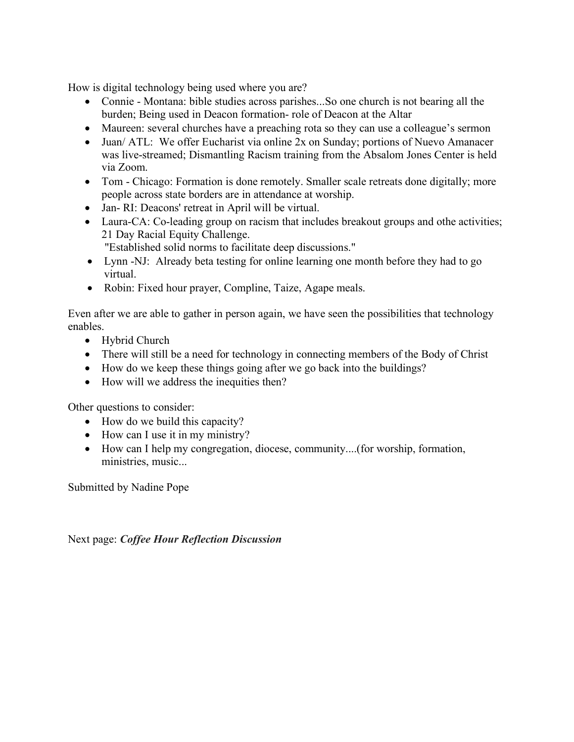How is digital technology being used where you are?

- Connie - Montana: bible studies across parishes...So one church is not bearing all the burden; Being used in Deacon formation- role of Deacon at the Altar
- Maureen: several churches have a preaching rota so they can use a colleague's sermon
- Juan/ ATL: We offer Eucharist via online 2x on Sunday; portions of Nuevo Amanacer was live-streamed; Dismantling Racism training from the Absalom Jones Center is held via Zoom.
- Tom - Chicago: Formation is done remotely. Smaller scale retreats done digitally; more people across state borders are in attendance at worship.
- Jan- RI: Deacons' retreat in April will be virtual.
- Laura-CA: Co-leading group on racism that includes breakout groups and othe activities; 21 Day Racial Equity Challenge.
  "Established solid norms to facilitate deep discussions."
- Lynn -NJ: Already beta testing for online learning one month before they had to go virtual.
- Robin: Fixed hour prayer, Compline, Taize, Agape meals.

Even after we are able to gather in person again, we have seen the possibilities that technology enables.

- Hybrid Church
- There will still be a need for technology in connecting members of the Body of Christ
- How do we keep these things going after we go back into the buildings?
- How will we address the inequities then?

Other questions to consider:

- How do we build this capacity?
- How can I use it in my ministry?
- How can I help my congregation, diocese, community....(for worship, formation, ministries, music...

Submitted by Nadine Pope

Next page: ***Coffee Hour Reflection Discussion***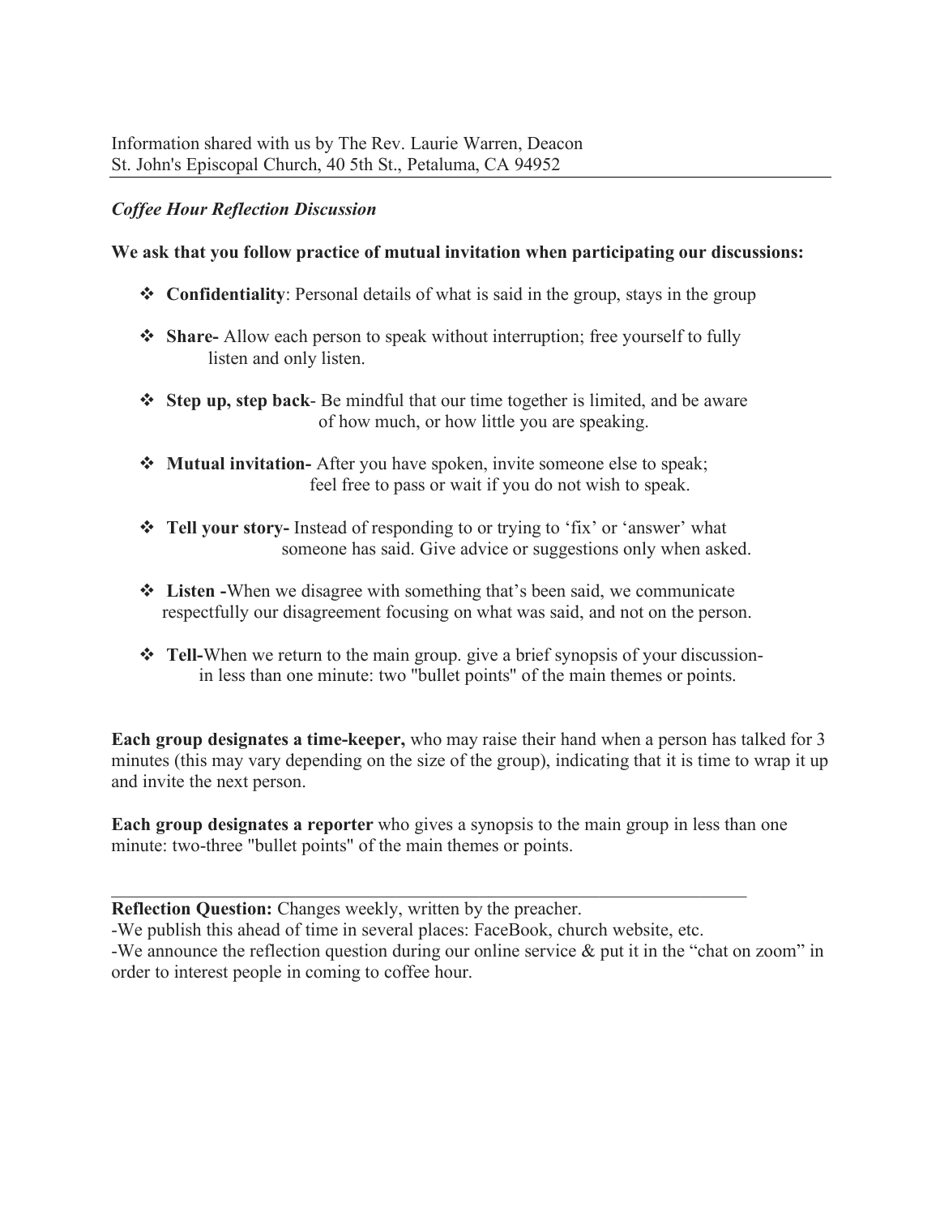Information shared with us by The Rev. Laurie Warren, Deacon
St. John's Episcopal Church, 40 5th St., Petaluma, CA 94952

---

*Coffee Hour Reflection Discussion*

**We ask that you follow practice of mutual invitation when participating our discussions:**

- **Confidentiality**: Personal details of what is said in the group, stays in the group
- **Share-** Allow each person to speak without interruption; free yourself to fully listen and only listen.
- **Step up, step back**- Be mindful that our time together is limited, and be aware of how much, or how little you are speaking.
- **Mutual invitation-** After you have spoken, invite someone else to speak; feel free to pass or wait if you do not wish to speak.
- **Tell your story-** Instead of responding to or trying to 'fix' or 'answer' what someone has said. Give advice or suggestions only when asked.
- **Listen -**When we disagree with something that's been said, we communicate respectfully our disagreement focusing on what was said, and not on the person.
- **Tell-**When we return to the main group. give a brief synopsis of your discussion- in less than one minute: two "bullet points" of the main themes or points.

**Each group designates a time-keeper,** who may raise their hand when a person has talked for 3 minutes (this may vary depending on the size of the group), indicating that it is time to wrap it up and invite the next person.

**Each group designates a reporter** who gives a synopsis to the main group in less than one minute: two-three "bullet points" of the main themes or points.

---

**Reflection Question:** Changes weekly, written by the preacher.
-We publish this ahead of time in several places: FaceBook, church website, etc.
-We announce the reflection question during our online service & put it in the "chat on zoom" in order to interest people in coming to coffee hour.